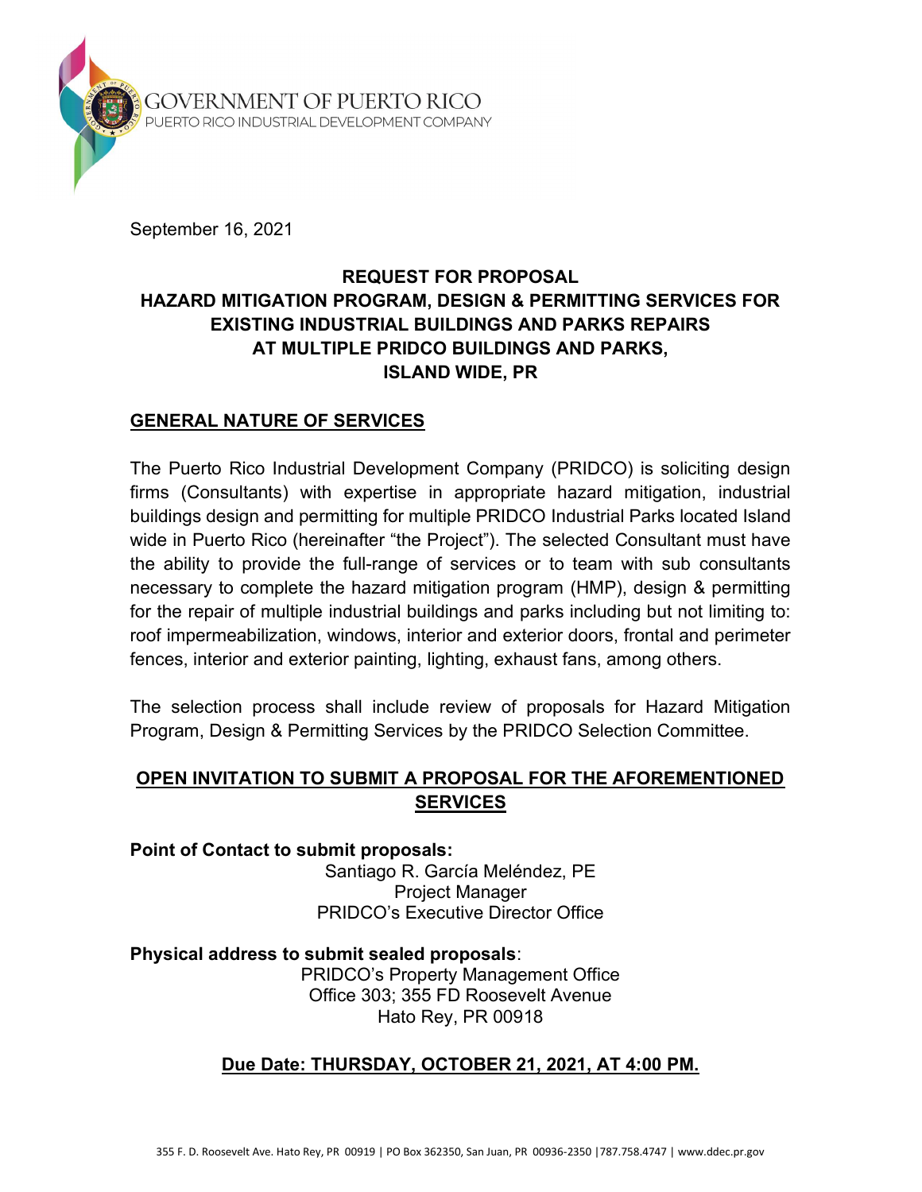GOVERNMENT OF PUERTO RICO
PUERTO RICO INDUSTRIAL DEVELOPMENT COMPANY

September 16, 2021

# REQUEST FOR PROPOSAL
# HAZARD MITIGATION PROGRAM, DESIGN & PERMITTING SERVICES FOR EXISTING INDUSTRIAL BUILDINGS AND PARKS REPAIRS AT MULTIPLE PRIDCO BUILDINGS AND PARKS, ISLAND WIDE, PR

## GENERAL NATURE OF SERVICES

The Puerto Rico Industrial Development Company (PRIDCO) is soliciting design firms (Consultants) with expertise in appropriate hazard mitigation, industrial buildings design and permitting for multiple PRIDCO Industrial Parks located Island wide in Puerto Rico (hereinafter "the Project"). The selected Consultant must have the ability to provide the full-range of services or to team with sub consultants necessary to complete the hazard mitigation program (HMP), design & permitting for the repair of multiple industrial buildings and parks including but not limiting to: roof impermeabilization, windows, interior and exterior doors, frontal and perimeter fences, interior and exterior painting, lighting, exhaust fans, among others.

The selection process shall include review of proposals for Hazard Mitigation Program, Design & Permitting Services by the PRIDCO Selection Committee.

## OPEN INVITATION TO SUBMIT A PROPOSAL FOR THE AFOREMENTIONED SERVICES

**Point of Contact to submit proposals:**

Santiago R. García Meléndez, PE
Project Manager
PRIDCO's Executive Director Office

**Physical address to submit sealed proposals**:

PRIDCO's Property Management Office
Office 303; 355 FD Roosevelt Avenue
Hato Rey, PR 00918

**Due Date: THURSDAY, OCTOBER 21, 2021, AT 4:00 PM.**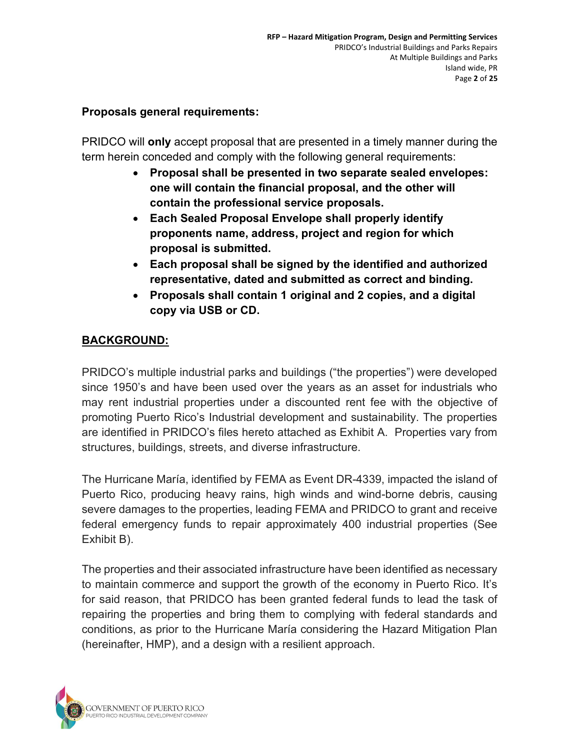**Proposals general requirements:**

PRIDCO will **only** accept proposal that are presented in a timely manner during the term herein conceded and comply with the following general requirements:

- **Proposal shall be presented in two separate sealed envelopes: one will contain the financial proposal, and the other will contain the professional service proposals.**
- **Each Sealed Proposal Envelope shall properly identify proponents name, address, project and region for which proposal is submitted.**
- **Each proposal shall be signed by the identified and authorized representative, dated and submitted as correct and binding.**
- **Proposals shall contain 1 original and 2 copies, and a digital copy via USB or CD.**

## BACKGROUND:

PRIDCO's multiple industrial parks and buildings ("the properties") were developed since 1950's and have been used over the years as an asset for industrials who may rent industrial properties under a discounted rent fee with the objective of promoting Puerto Rico's Industrial development and sustainability. The properties are identified in PRIDCO's files hereto attached as Exhibit A. Properties vary from structures, buildings, streets, and diverse infrastructure.

The Hurricane María, identified by FEMA as Event DR-4339, impacted the island of Puerto Rico, producing heavy rains, high winds and wind-borne debris, causing severe damages to the properties, leading FEMA and PRIDCO to grant and receive federal emergency funds to repair approximately 400 industrial properties (See Exhibit B).

The properties and their associated infrastructure have been identified as necessary to maintain commerce and support the growth of the economy in Puerto Rico. It's for said reason, that PRIDCO has been granted federal funds to lead the task of repairing the properties and bring them to complying with federal standards and conditions, as prior to the Hurricane María considering the Hazard Mitigation Plan (hereinafter, HMP), and a design with a resilient approach.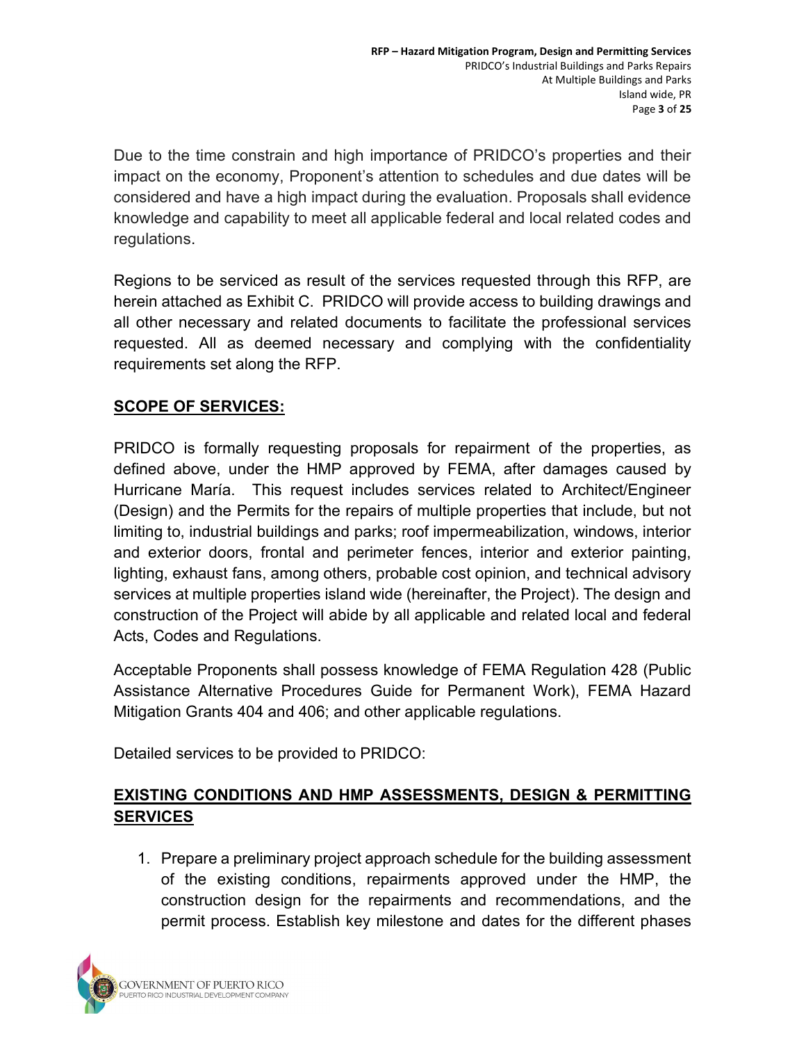Due to the time constrain and high importance of PRIDCO's properties and their impact on the economy, Proponent's attention to schedules and due dates will be considered and have a high impact during the evaluation. Proposals shall evidence knowledge and capability to meet all applicable federal and local related codes and regulations.

Regions to be serviced as result of the services requested through this RFP, are herein attached as Exhibit C. PRIDCO will provide access to building drawings and all other necessary and related documents to facilitate the professional services requested. All as deemed necessary and complying with the confidentiality requirements set along the RFP.

## SCOPE OF SERVICES:

PRIDCO is formally requesting proposals for repairment of the properties, as defined above, under the HMP approved by FEMA, after damages caused by Hurricane María. This request includes services related to Architect/Engineer (Design) and the Permits for the repairs of multiple properties that include, but not limiting to, industrial buildings and parks; roof impermeabilization, windows, interior and exterior doors, frontal and perimeter fences, interior and exterior painting, lighting, exhaust fans, among others, probable cost opinion, and technical advisory services at multiple properties island wide (hereinafter, the Project). The design and construction of the Project will abide by all applicable and related local and federal Acts, Codes and Regulations.

Acceptable Proponents shall possess knowledge of FEMA Regulation 428 (Public Assistance Alternative Procedures Guide for Permanent Work), FEMA Hazard Mitigation Grants 404 and 406; and other applicable regulations.

Detailed services to be provided to PRIDCO:

## EXISTING CONDITIONS AND HMP ASSESSMENTS, DESIGN & PERMITTING SERVICES

1. Prepare a preliminary project approach schedule for the building assessment of the existing conditions, repairments approved under the HMP, the construction design for the repairments and recommendations, and the permit process. Establish key milestone and dates for the different phases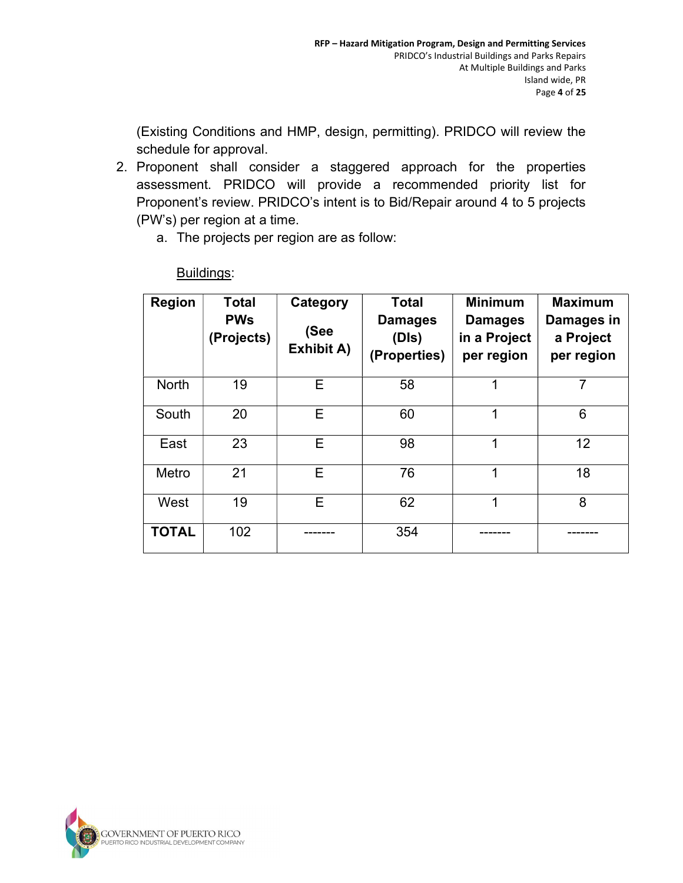(Existing Conditions and HMP, design, permitting). PRIDCO will review the schedule for approval.

2. Proponent shall consider a staggered approach for the properties assessment. PRIDCO will provide a recommended priority list for Proponent's review. PRIDCO's intent is to Bid/Repair around 4 to 5 projects (PW's) per region at a time.
   a. The projects per region are as follow:

<u>Buildings</u>:

| Region | Total PWs (Projects) | Category (See Exhibit A) | Total Damages (DIs) (Properties) | Minimum Damages in a Project per region | Maximum Damages in a Project per region |
|---|---|---|---|---|---|
| North | 19 | E | 58 | 1 | 7 |
| South | 20 | E | 60 | 1 | 6 |
| East | 23 | E | 98 | 1 | 12 |
| Metro | 21 | E | 76 | 1 | 18 |
| West | 19 | E | 62 | 1 | 8 |
| **TOTAL** | 102 | ------- | 354 | ------- | ------- |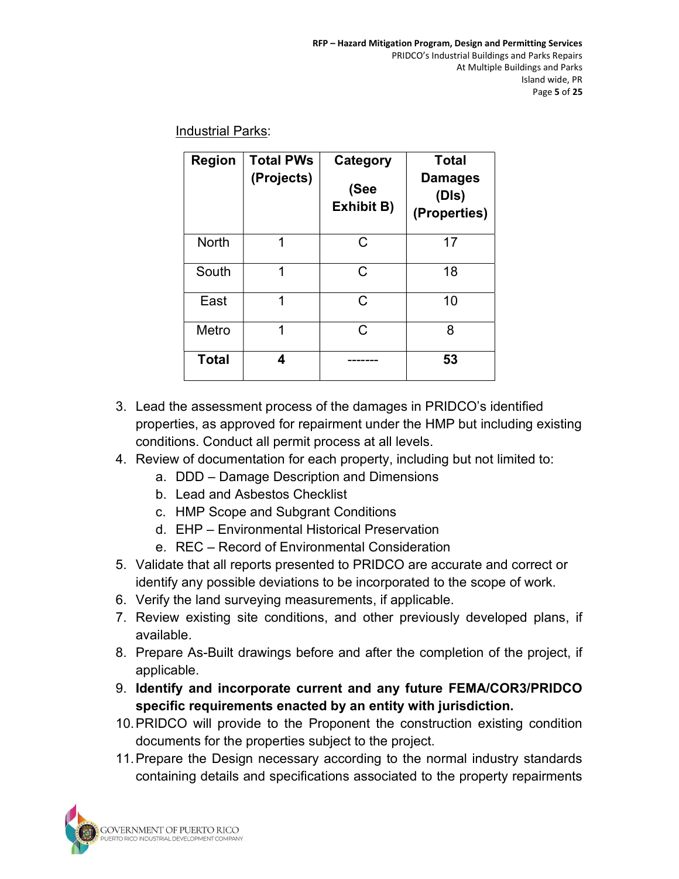Industrial Parks:

| Region | Total PWs (Projects) | Category (See Exhibit B) | Total Damages (DIs) (Properties) |
|---|---|---|---|
| North | 1 | C | 17 |
| South | 1 | C | 18 |
| East | 1 | C | 10 |
| Metro | 1 | C | 8 |
| **Total** | **4** | ------- | **53** |

3. Lead the assessment process of the damages in PRIDCO's identified properties, as approved for repairment under the HMP but including existing conditions. Conduct all permit process at all levels.
4. Review of documentation for each property, including but not limited to:
   a. DDD – Damage Description and Dimensions
   b. Lead and Asbestos Checklist
   c. HMP Scope and Subgrant Conditions
   d. EHP – Environmental Historical Preservation
   e. REC – Record of Environmental Consideration
5. Validate that all reports presented to PRIDCO are accurate and correct or identify any possible deviations to be incorporated to the scope of work.
6. Verify the land surveying measurements, if applicable.
7. Review existing site conditions, and other previously developed plans, if available.
8. Prepare As-Built drawings before and after the completion of the project, if applicable.
9. **Identify and incorporate current and any future FEMA/COR3/PRIDCO specific requirements enacted by an entity with jurisdiction.**
10. PRIDCO will provide to the Proponent the construction existing condition documents for the properties subject to the project.
11. Prepare the Design necessary according to the normal industry standards containing details and specifications associated to the property repairments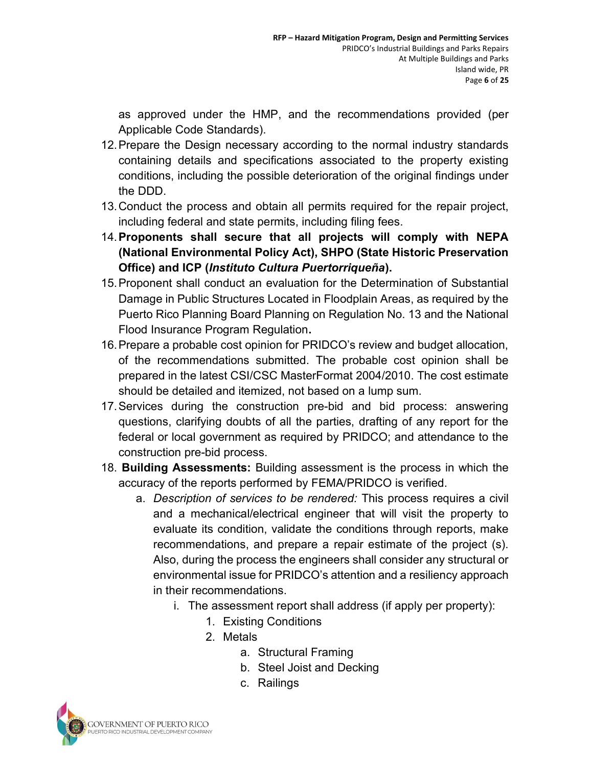as approved under the HMP, and the recommendations provided (per Applicable Code Standards).

12. Prepare the Design necessary according to the normal industry standards containing details and specifications associated to the property existing conditions, including the possible deterioration of the original findings under the DDD.
13. Conduct the process and obtain all permits required for the repair project, including federal and state permits, including filing fees.
14. **Proponents shall secure that all projects will comply with NEPA (National Environmental Policy Act), SHPO (State Historic Preservation Office) and ICP (*Instituto Cultura Puertorriqueña*).**
15. Proponent shall conduct an evaluation for the Determination of Substantial Damage in Public Structures Located in Floodplain Areas, as required by the Puerto Rico Planning Board Planning on Regulation No. 13 and the National Flood Insurance Program Regulation**.**
16. Prepare a probable cost opinion for PRIDCO's review and budget allocation, of the recommendations submitted. The probable cost opinion shall be prepared in the latest CSI/CSC MasterFormat 2004/2010. The cost estimate should be detailed and itemized, not based on a lump sum.
17. Services during the construction pre-bid and bid process: answering questions, clarifying doubts of all the parties, drafting of any report for the federal or local government as required by PRIDCO; and attendance to the construction pre-bid process.
18. **Building Assessments:** Building assessment is the process in which the accuracy of the reports performed by FEMA/PRIDCO is verified.
    a. *Description of services to be rendered:* This process requires a civil and a mechanical/electrical engineer that will visit the property to evaluate its condition, validate the conditions through reports, make recommendations, and prepare a repair estimate of the project (s). Also, during the process the engineers shall consider any structural or environmental issue for PRIDCO's attention and a resiliency approach in their recommendations.
        i. The assessment report shall address (if apply per property):
            1. Existing Conditions
            2. Metals
                a. Structural Framing
                b. Steel Joist and Decking
                c. Railings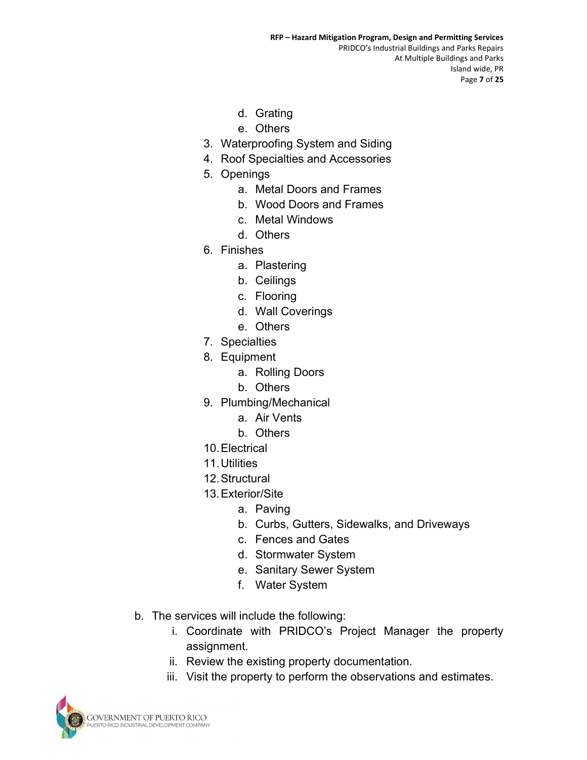- d. Grating
    - e. Others
3. Waterproofing System and Siding
4. Roof Specialties and Accessories
5. Openings
    - a. Metal Doors and Frames
    - b. Wood Doors and Frames
    - c. Metal Windows
    - d. Others
6. Finishes
    - a. Plastering
    - b. Ceilings
    - c. Flooring
    - d. Wall Coverings
    - e. Others
7. Specialties
8. Equipment
    - a. Rolling Doors
    - b. Others
9. Plumbing/Mechanical
    - a. Air Vents
    - b. Others
10. Electrical
11. Utilities
12. Structural
13. Exterior/Site
    - a. Paving
    - b. Curbs, Gutters, Sidewalks, and Driveways
    - c. Fences and Gates
    - d. Stormwater System
    - e. Sanitary Sewer System
    - f. Water System

b. The services will include the following:

   i. Coordinate with PRIDCO's Project Manager the property assignment.

   ii. Review the existing property documentation.

   iii. Visit the property to perform the observations and estimates.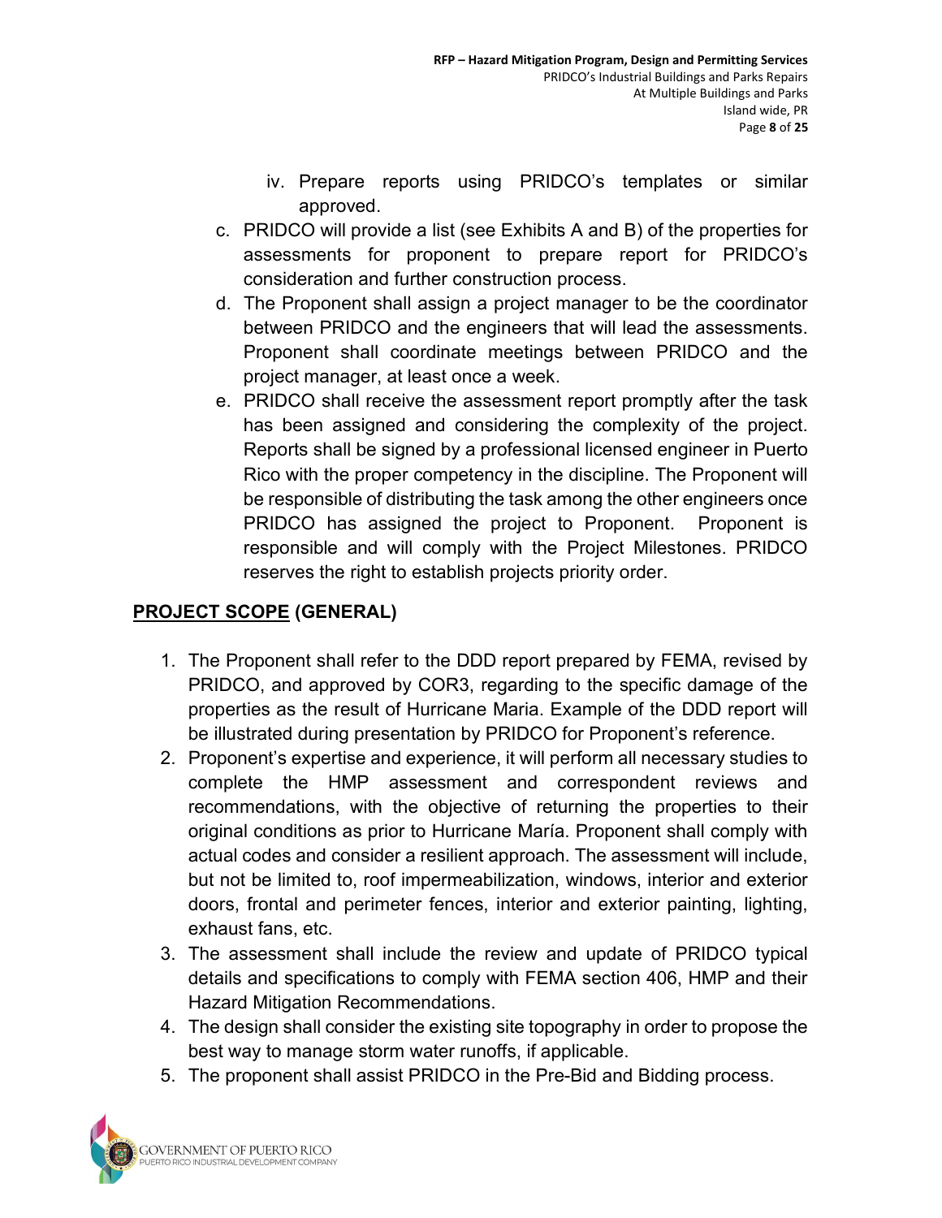iv. Prepare reports using PRIDCO's templates or similar approved.

c. PRIDCO will provide a list (see Exhibits A and B) of the properties for assessments for proponent to prepare report for PRIDCO's consideration and further construction process.
d. The Proponent shall assign a project manager to be the coordinator between PRIDCO and the engineers that will lead the assessments. Proponent shall coordinate meetings between PRIDCO and the project manager, at least once a week.
e. PRIDCO shall receive the assessment report promptly after the task has been assigned and considering the complexity of the project. Reports shall be signed by a professional licensed engineer in Puerto Rico with the proper competency in the discipline. The Proponent will be responsible of distributing the task among the other engineers once PRIDCO has assigned the project to Proponent. Proponent is responsible and will comply with the Project Milestones. PRIDCO reserves the right to establish projects priority order.

## <u>PROJECT SCOPE</u> (GENERAL)

1. The Proponent shall refer to the DDD report prepared by FEMA, revised by PRIDCO, and approved by COR3, regarding to the specific damage of the properties as the result of Hurricane Maria. Example of the DDD report will be illustrated during presentation by PRIDCO for Proponent's reference.
2. Proponent's expertise and experience, it will perform all necessary studies to complete the HMP assessment and correspondent reviews and recommendations, with the objective of returning the properties to their original conditions as prior to Hurricane María. Proponent shall comply with actual codes and consider a resilient approach. The assessment will include, but not be limited to, roof impermeabilization, windows, interior and exterior doors, frontal and perimeter fences, interior and exterior painting, lighting, exhaust fans, etc.
3. The assessment shall include the review and update of PRIDCO typical details and specifications to comply with FEMA section 406, HMP and their Hazard Mitigation Recommendations.
4. The design shall consider the existing site topography in order to propose the best way to manage storm water runoffs, if applicable.
5. The proponent shall assist PRIDCO in the Pre-Bid and Bidding process.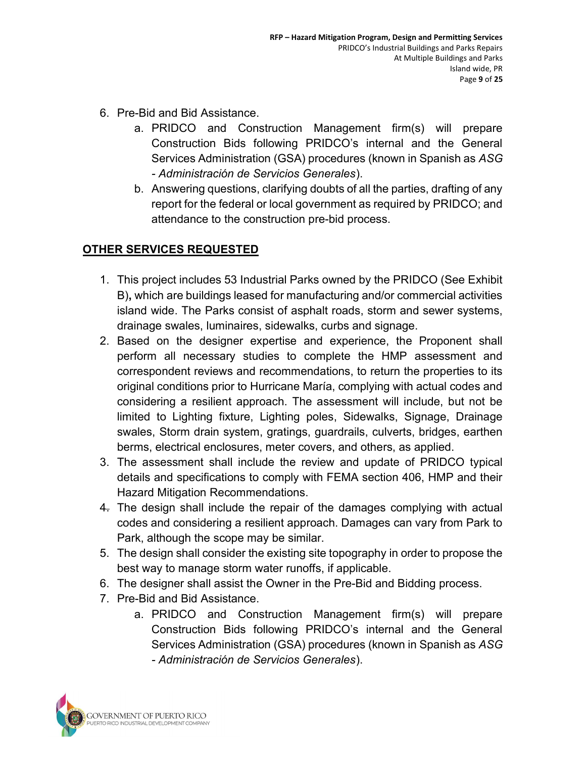6. Pre-Bid and Bid Assistance.
    a. PRIDCO and Construction Management firm(s) will prepare Construction Bids following PRIDCO's internal and the General Services Administration (GSA) procedures (known in Spanish as *ASG - Administración de Servicios Generales*).
    b. Answering questions, clarifying doubts of all the parties, drafting of any report for the federal or local government as required by PRIDCO; and attendance to the construction pre-bid process.

## OTHER SERVICES REQUESTED

1. This project includes 53 Industrial Parks owned by the PRIDCO (See Exhibit B)**,** which are buildings leased for manufacturing and/or commercial activities island wide. The Parks consist of asphalt roads, storm and sewer systems, drainage swales, luminaires, sidewalks, curbs and signage.
2. Based on the designer expertise and experience, the Proponent shall perform all necessary studies to complete the HMP assessment and correspondent reviews and recommendations, to return the properties to its original conditions prior to Hurricane María, complying with actual codes and considering a resilient approach. The assessment will include, but not be limited to Lighting fixture, Lighting poles, Sidewalks, Signage, Drainage swales, Storm drain system, gratings, guardrails, culverts, bridges, earthen berms, electrical enclosures, meter covers, and others, as applied.
3. The assessment shall include the review and update of PRIDCO typical details and specifications to comply with FEMA section 406, HMP and their Hazard Mitigation Recommendations.
4. The design shall include the repair of the damages complying with actual codes and considering a resilient approach. Damages can vary from Park to Park, although the scope may be similar.
5. The design shall consider the existing site topography in order to propose the best way to manage storm water runoffs, if applicable.
6. The designer shall assist the Owner in the Pre-Bid and Bidding process.
7. Pre-Bid and Bid Assistance.
    a. PRIDCO and Construction Management firm(s) will prepare Construction Bids following PRIDCO's internal and the General Services Administration (GSA) procedures (known in Spanish as *ASG - Administración de Servicios Generales*).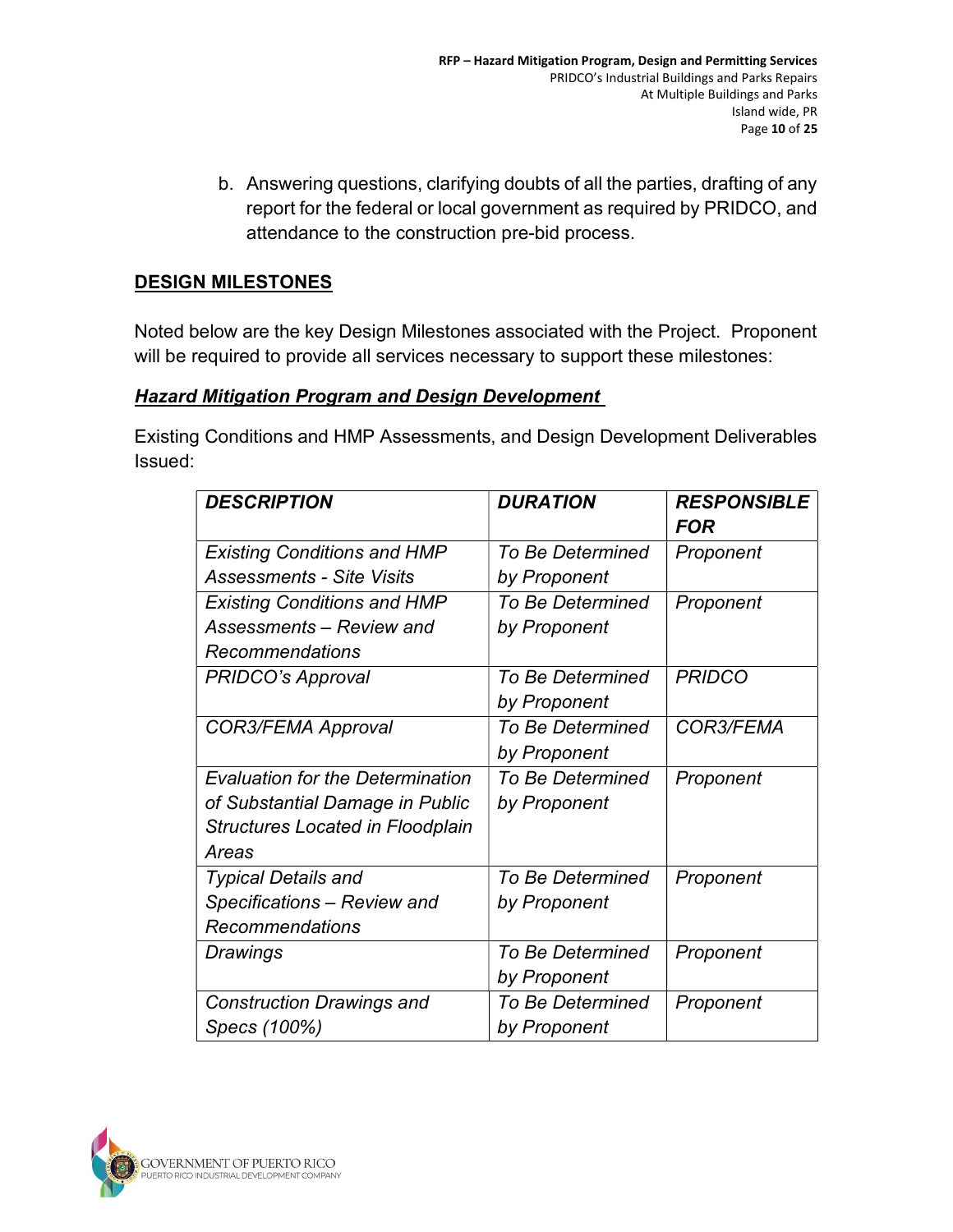b. Answering questions, clarifying doubts of all the parties, drafting of any report for the federal or local government as required by PRIDCO, and attendance to the construction pre-bid process.

## DESIGN MILESTONES

Noted below are the key Design Milestones associated with the Project. Proponent will be required to provide all services necessary to support these milestones:

### *Hazard Mitigation Program and Design Development*

Existing Conditions and HMP Assessments, and Design Development Deliverables Issued:

| ***DESCRIPTION*** | ***DURATION*** | ***RESPONSIBLE FOR*** |
|---|---|---|
| *Existing Conditions and HMP Assessments - Site Visits* | *To Be Determined by Proponent* | *Proponent* |
| *Existing Conditions and HMP Assessments – Review and Recommendations* | *To Be Determined by Proponent* | *Proponent* |
| *PRIDCO's Approval* | *To Be Determined by Proponent* | *PRIDCO* |
| *COR3/FEMA Approval* | *To Be Determined by Proponent* | *COR3/FEMA* |
| *Evaluation for the Determination of Substantial Damage in Public Structures Located in Floodplain Areas* | *To Be Determined by Proponent* | *Proponent* |
| *Typical Details and Specifications – Review and Recommendations* | *To Be Determined by Proponent* | *Proponent* |
| *Drawings* | *To Be Determined by Proponent* | *Proponent* |
| *Construction Drawings and Specs (100%)* | *To Be Determined by Proponent* | *Proponent* |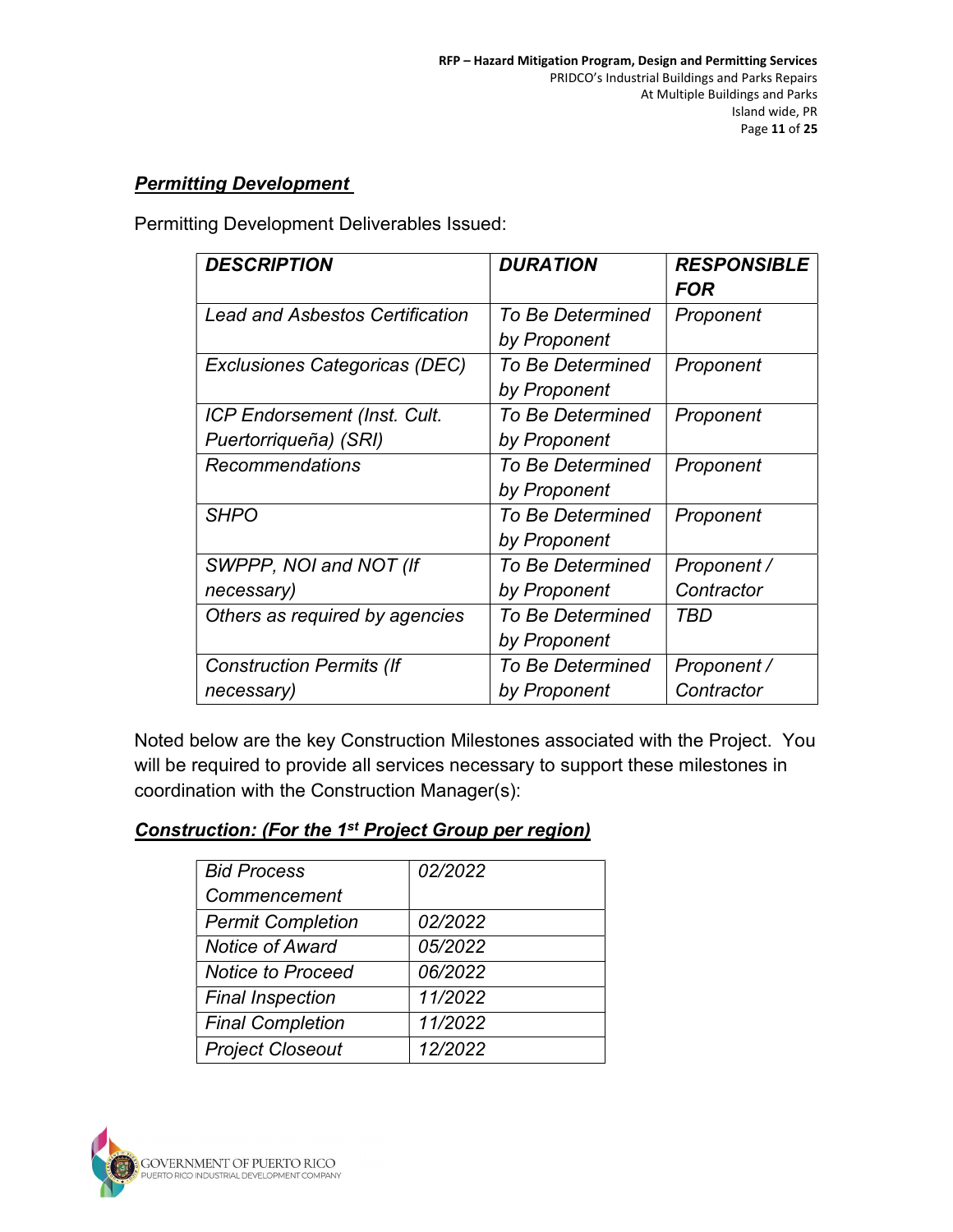***Permitting Development***

Permitting Development Deliverables Issued:

| ***DESCRIPTION*** | ***DURATION*** | ***RESPONSIBLE FOR*** |
|---|---|---|
| *Lead and Asbestos Certification* | *To Be Determined by Proponent* | *Proponent* |
| *Exclusiones Categoricas (DEC)* | *To Be Determined by Proponent* | *Proponent* |
| *ICP Endorsement (Inst. Cult. Puertorriqueña) (SRI)* | *To Be Determined by Proponent* | *Proponent* |
| *Recommendations* | *To Be Determined by Proponent* | *Proponent* |
| *SHPO* | *To Be Determined by Proponent* | *Proponent* |
| *SWPPP, NOI and NOT (If necessary)* | *To Be Determined by Proponent* | *Proponent / Contractor* |
| *Others as required by agencies* | *To Be Determined by Proponent* | *TBD* |
| *Construction Permits (If necessary)* | *To Be Determined by Proponent* | *Proponent / Contractor* |

Noted below are the key Construction Milestones associated with the Project. You will be required to provide all services necessary to support these milestones in coordination with the Construction Manager(s):

***Construction: (For the 1st Project Group per region)***

| | |
|---|---|
| *Bid Process Commencement* | *02/2022* |
| *Permit Completion* | *02/2022* |
| *Notice of Award* | *05/2022* |
| *Notice to Proceed* | *06/2022* |
| *Final Inspection* | *11/2022* |
| *Final Completion* | *11/2022* |
| *Project Closeout* | *12/2022* |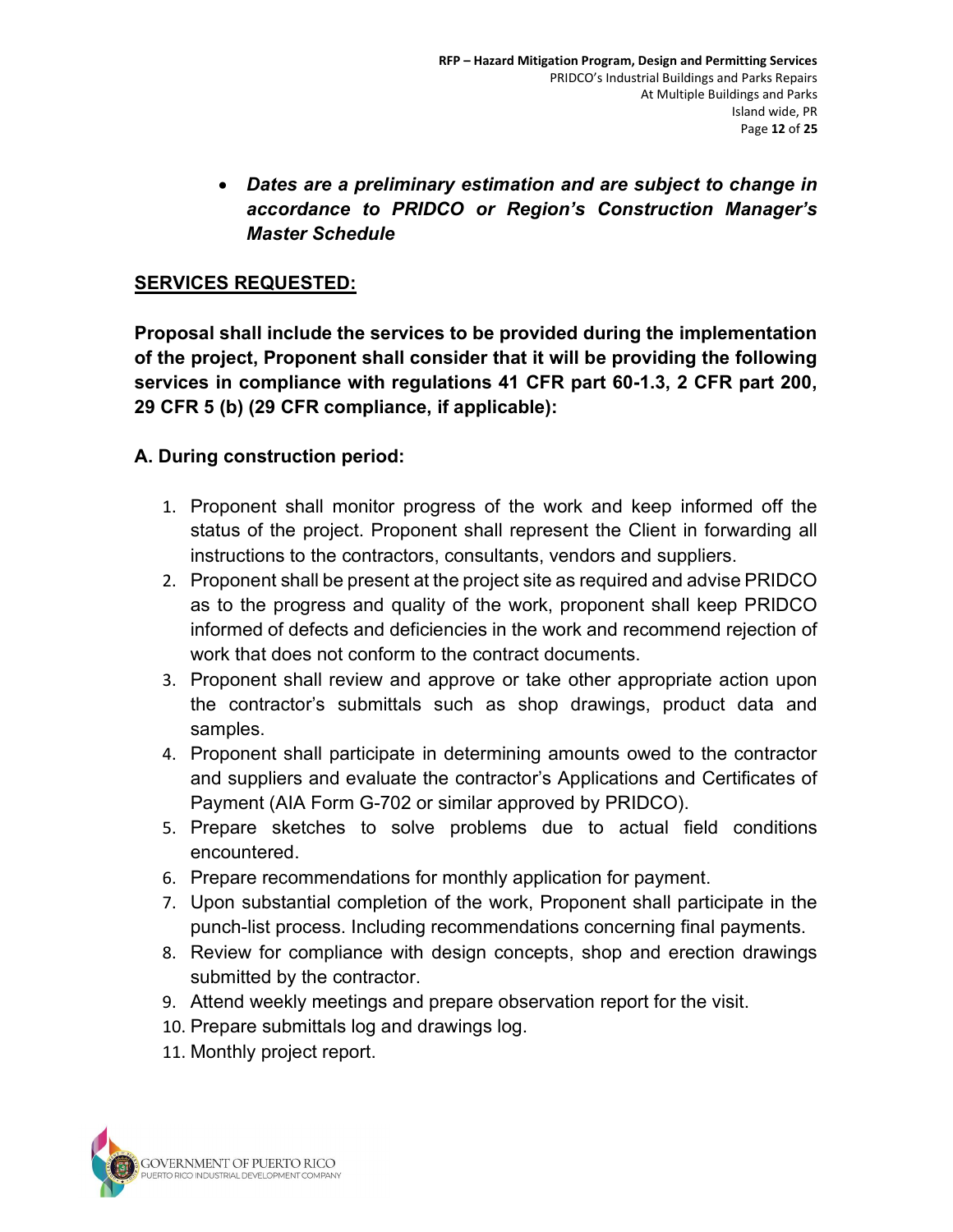- ***Dates are a preliminary estimation and are subject to change in accordance to PRIDCO or Region's Construction Manager's Master Schedule***

## SERVICES REQUESTED:

**Proposal shall include the services to be provided during the implementation of the project, Proponent shall consider that it will be providing the following services in compliance with regulations 41 CFR part 60-1.3, 2 CFR part 200, 29 CFR 5 (b) (29 CFR compliance, if applicable):**

### A. During construction period:

1. Proponent shall monitor progress of the work and keep informed off the status of the project. Proponent shall represent the Client in forwarding all instructions to the contractors, consultants, vendors and suppliers.
2. Proponent shall be present at the project site as required and advise PRIDCO as to the progress and quality of the work, proponent shall keep PRIDCO informed of defects and deficiencies in the work and recommend rejection of work that does not conform to the contract documents.
3. Proponent shall review and approve or take other appropriate action upon the contractor's submittals such as shop drawings, product data and samples.
4. Proponent shall participate in determining amounts owed to the contractor and suppliers and evaluate the contractor's Applications and Certificates of Payment (AIA Form G-702 or similar approved by PRIDCO).
5. Prepare sketches to solve problems due to actual field conditions encountered.
6. Prepare recommendations for monthly application for payment.
7. Upon substantial completion of the work, Proponent shall participate in the punch-list process. Including recommendations concerning final payments.
8. Review for compliance with design concepts, shop and erection drawings submitted by the contractor.
9. Attend weekly meetings and prepare observation report for the visit.
10. Prepare submittals log and drawings log.
11. Monthly project report.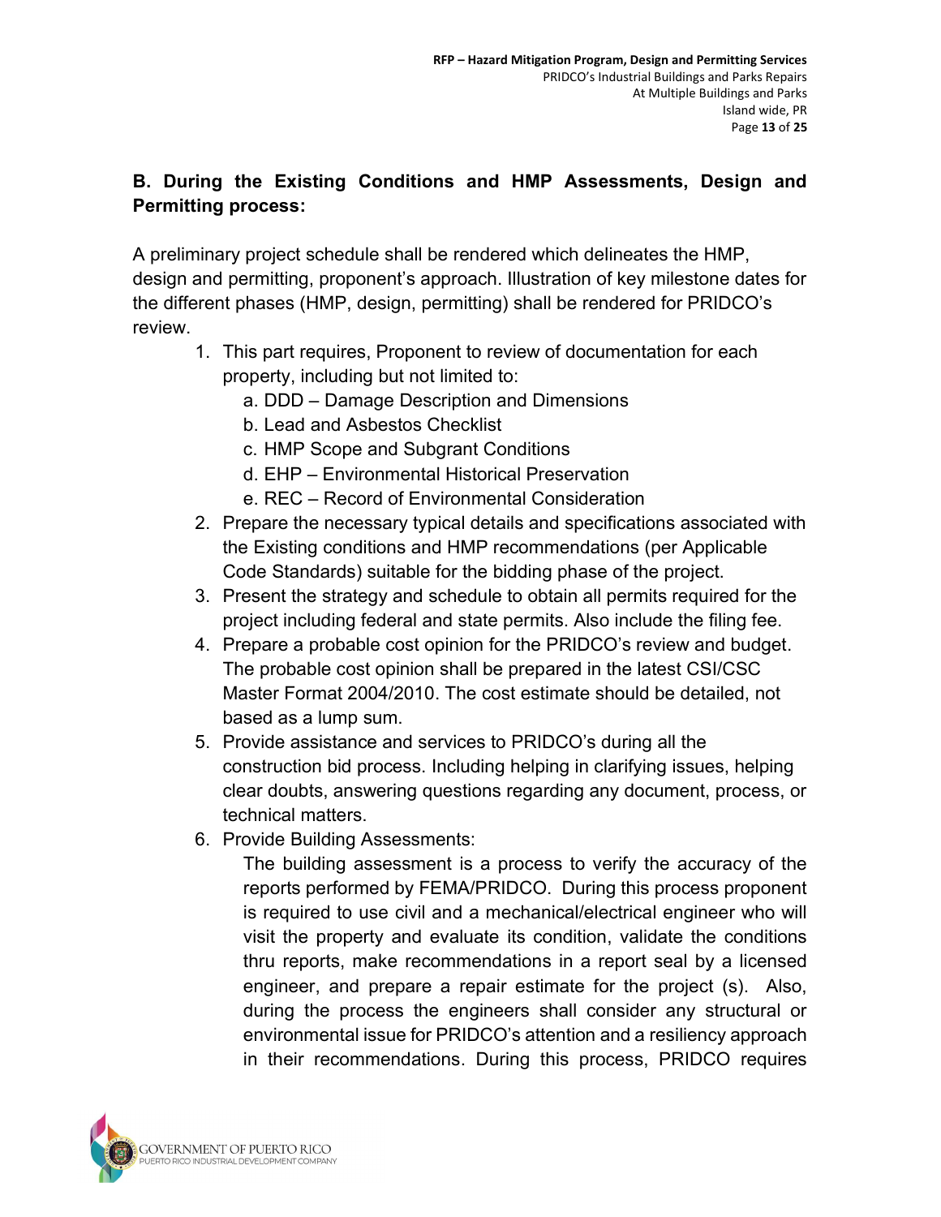## B. During the Existing Conditions and HMP Assessments, Design and Permitting process:

A preliminary project schedule shall be rendered which delineates the HMP, design and permitting, proponent's approach. Illustration of key milestone dates for the different phases (HMP, design, permitting) shall be rendered for PRIDCO's review.

1. This part requires, Proponent to review of documentation for each property, including but not limited to:
   a. DDD – Damage Description and Dimensions
   b. Lead and Asbestos Checklist
   c. HMP Scope and Subgrant Conditions
   d. EHP – Environmental Historical Preservation
   e. REC – Record of Environmental Consideration
2. Prepare the necessary typical details and specifications associated with the Existing conditions and HMP recommendations (per Applicable Code Standards) suitable for the bidding phase of the project.
3. Present the strategy and schedule to obtain all permits required for the project including federal and state permits. Also include the filing fee.
4. Prepare a probable cost opinion for the PRIDCO's review and budget. The probable cost opinion shall be prepared in the latest CSI/CSC Master Format 2004/2010. The cost estimate should be detailed, not based as a lump sum.
5. Provide assistance and services to PRIDCO's during all the construction bid process. Including helping in clarifying issues, helping clear doubts, answering questions regarding any document, process, or technical matters.
6. Provide Building Assessments:

   The building assessment is a process to verify the accuracy of the reports performed by FEMA/PRIDCO. During this process proponent is required to use civil and a mechanical/electrical engineer who will visit the property and evaluate its condition, validate the conditions thru reports, make recommendations in a report seal by a licensed engineer, and prepare a repair estimate for the project (s). Also, during the process the engineers shall consider any structural or environmental issue for PRIDCO's attention and a resiliency approach in their recommendations. During this process, PRIDCO requires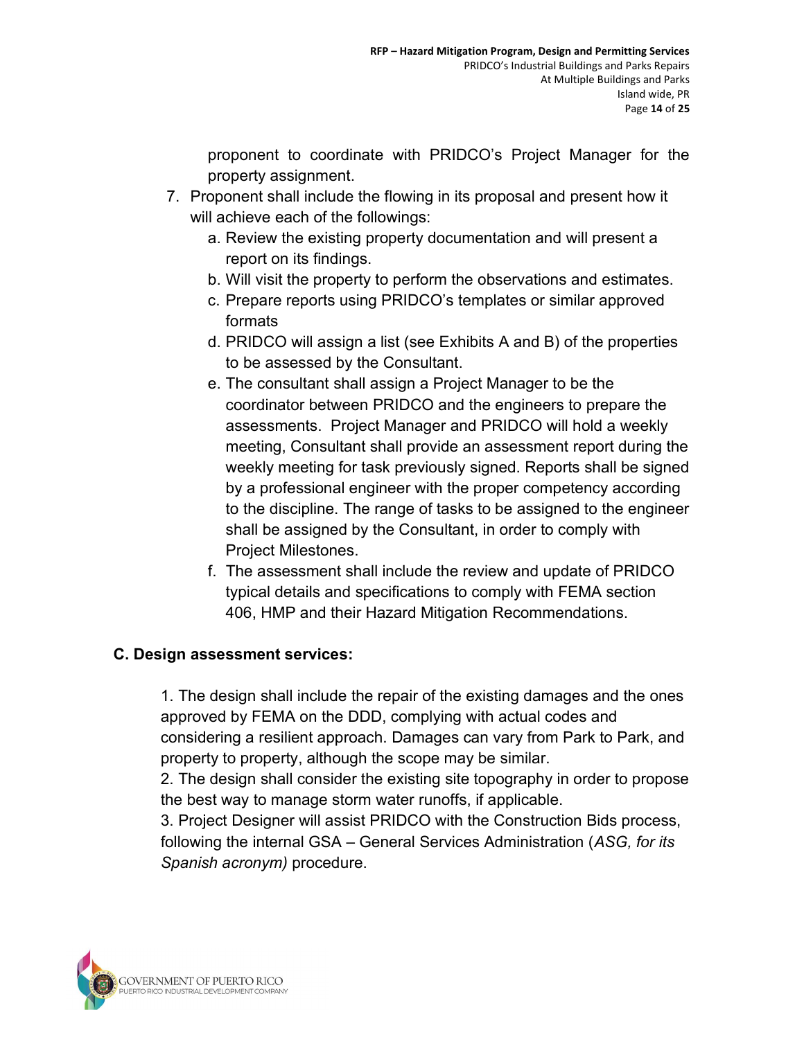proponent to coordinate with PRIDCO's Project Manager for the property assignment.

7. Proponent shall include the flowing in its proposal and present how it will achieve each of the followings:
   a. Review the existing property documentation and will present a report on its findings.
   b. Will visit the property to perform the observations and estimates.
   c. Prepare reports using PRIDCO's templates or similar approved formats
   d. PRIDCO will assign a list (see Exhibits A and B) of the properties to be assessed by the Consultant.
   e. The consultant shall assign a Project Manager to be the coordinator between PRIDCO and the engineers to prepare the assessments. Project Manager and PRIDCO will hold a weekly meeting, Consultant shall provide an assessment report during the weekly meeting for task previously signed. Reports shall be signed by a professional engineer with the proper competency according to the discipline. The range of tasks to be assigned to the engineer shall be assigned by the Consultant, in order to comply with Project Milestones.
   f. The assessment shall include the review and update of PRIDCO typical details and specifications to comply with FEMA section 406, HMP and their Hazard Mitigation Recommendations.

### C. Design assessment services:

1. The design shall include the repair of the existing damages and the ones approved by FEMA on the DDD, complying with actual codes and considering a resilient approach. Damages can vary from Park to Park, and property to property, although the scope may be similar.
2. The design shall consider the existing site topography in order to propose the best way to manage storm water runoffs, if applicable.
3. Project Designer will assist PRIDCO with the Construction Bids process, following the internal GSA – General Services Administration (*ASG, for its Spanish acronym)* procedure.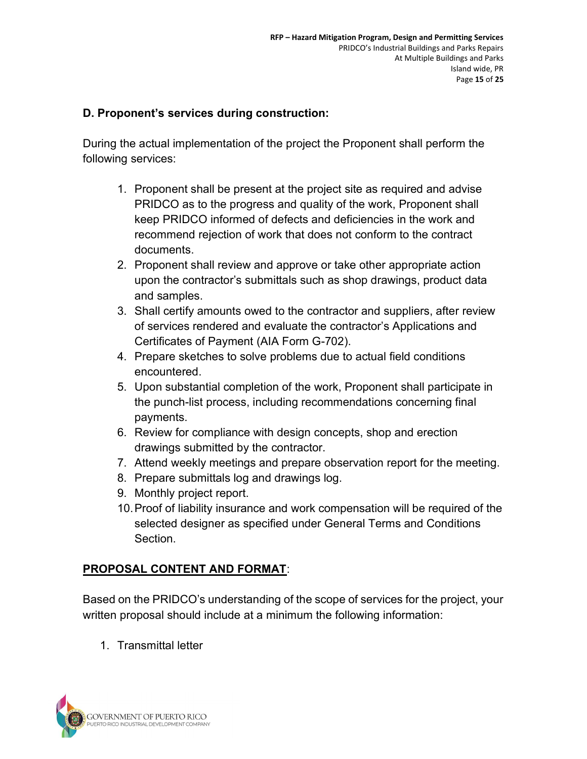## D. Proponent's services during construction:

During the actual implementation of the project the Proponent shall perform the following services:

1. Proponent shall be present at the project site as required and advise PRIDCO as to the progress and quality of the work, Proponent shall keep PRIDCO informed of defects and deficiencies in the work and recommend rejection of work that does not conform to the contract documents.
2. Proponent shall review and approve or take other appropriate action upon the contractor's submittals such as shop drawings, product data and samples.
3. Shall certify amounts owed to the contractor and suppliers, after review of services rendered and evaluate the contractor's Applications and Certificates of Payment (AIA Form G-702).
4. Prepare sketches to solve problems due to actual field conditions encountered.
5. Upon substantial completion of the work, Proponent shall participate in the punch-list process, including recommendations concerning final payments.
6. Review for compliance with design concepts, shop and erection drawings submitted by the contractor.
7. Attend weekly meetings and prepare observation report for the meeting.
8. Prepare submittals log and drawings log.
9. Monthly project report.
10. Proof of liability insurance and work compensation will be required of the selected designer as specified under General Terms and Conditions Section.

**PROPOSAL CONTENT AND FORMAT**:

Based on the PRIDCO's understanding of the scope of services for the project, your written proposal should include at a minimum the following information:

1. Transmittal letter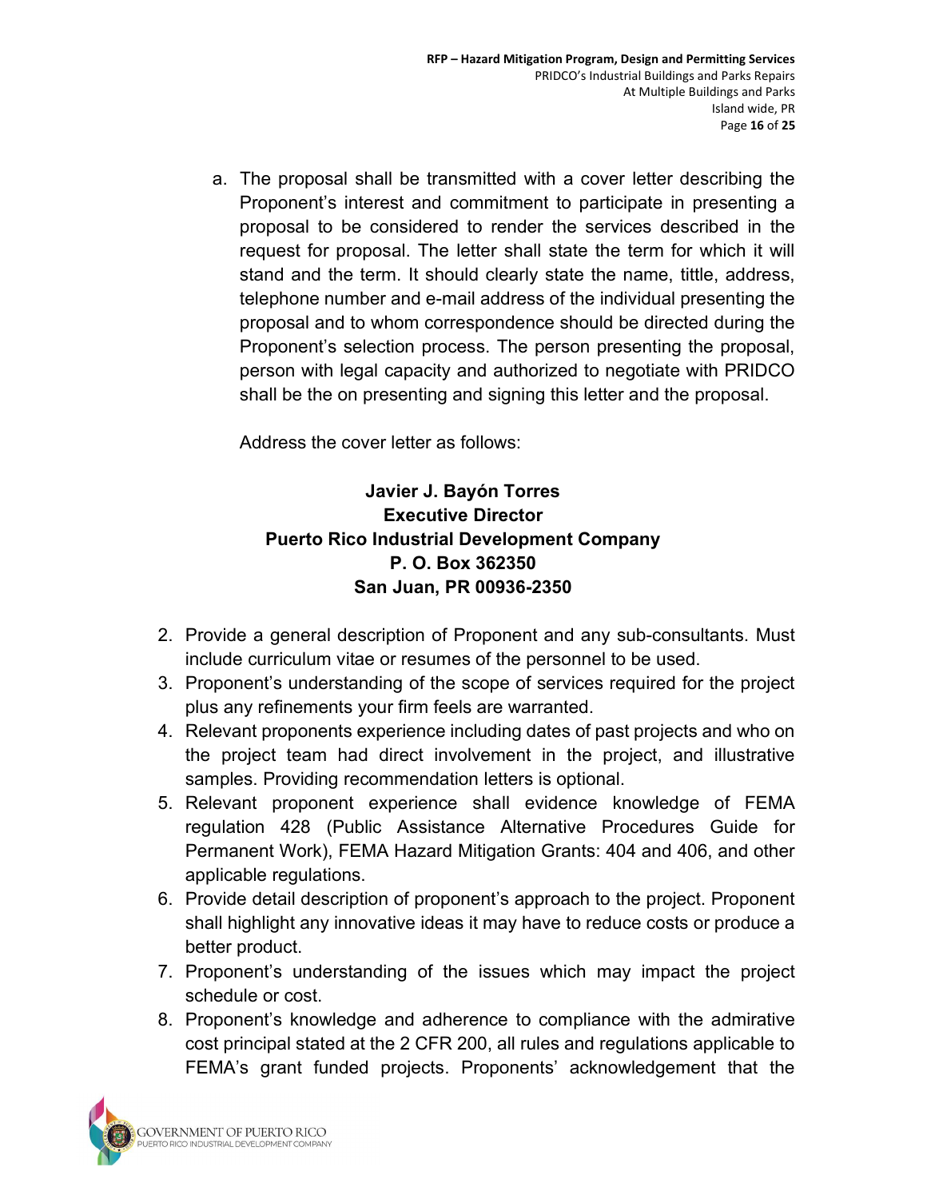a. The proposal shall be transmitted with a cover letter describing the Proponent's interest and commitment to participate in presenting a proposal to be considered to render the services described in the request for proposal. The letter shall state the term for which it will stand and the term. It should clearly state the name, tittle, address, telephone number and e-mail address of the individual presenting the proposal and to whom correspondence should be directed during the Proponent's selection process. The person presenting the proposal, person with legal capacity and authorized to negotiate with PRIDCO shall be the on presenting and signing this letter and the proposal.

   Address the cover letter as follows:

   **Javier J. Bayón Torres**
   **Executive Director**
   **Puerto Rico Industrial Development Company**
   **P. O. Box 362350**
   **San Juan, PR 00936-2350**

2. Provide a general description of Proponent and any sub-consultants. Must include curriculum vitae or resumes of the personnel to be used.
3. Proponent's understanding of the scope of services required for the project plus any refinements your firm feels are warranted.
4. Relevant proponents experience including dates of past projects and who on the project team had direct involvement in the project, and illustrative samples. Providing recommendation letters is optional.
5. Relevant proponent experience shall evidence knowledge of FEMA regulation 428 (Public Assistance Alternative Procedures Guide for Permanent Work), FEMA Hazard Mitigation Grants: 404 and 406, and other applicable regulations.
6. Provide detail description of proponent's approach to the project. Proponent shall highlight any innovative ideas it may have to reduce costs or produce a better product.
7. Proponent's understanding of the issues which may impact the project schedule or cost.
8. Proponent's knowledge and adherence to compliance with the admirative cost principal stated at the 2 CFR 200, all rules and regulations applicable to FEMA's grant funded projects. Proponents' acknowledgement that the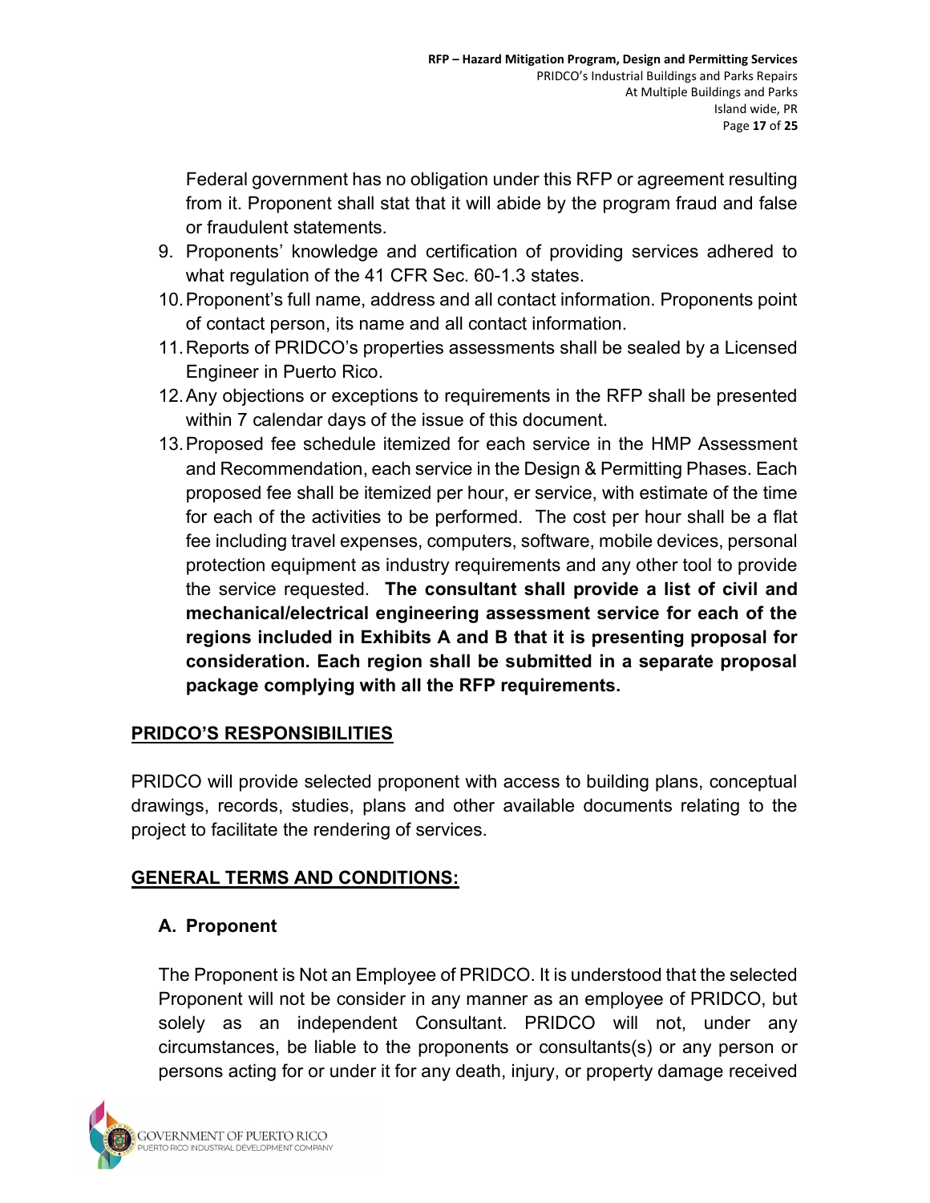Federal government has no obligation under this RFP or agreement resulting from it. Proponent shall stat that it will abide by the program fraud and false or fraudulent statements.

9. Proponents' knowledge and certification of providing services adhered to what regulation of the 41 CFR Sec. 60-1.3 states.
10. Proponent's full name, address and all contact information. Proponents point of contact person, its name and all contact information.
11. Reports of PRIDCO's properties assessments shall be sealed by a Licensed Engineer in Puerto Rico.
12. Any objections or exceptions to requirements in the RFP shall be presented within 7 calendar days of the issue of this document.
13. Proposed fee schedule itemized for each service in the HMP Assessment and Recommendation, each service in the Design & Permitting Phases. Each proposed fee shall be itemized per hour, er service, with estimate of the time for each of the activities to be performed. The cost per hour shall be a flat fee including travel expenses, computers, software, mobile devices, personal protection equipment as industry requirements and any other tool to provide the service requested. **The consultant shall provide a list of civil and mechanical/electrical engineering assessment service for each of the regions included in Exhibits A and B that it is presenting proposal for consideration. Each region shall be submitted in a separate proposal package complying with all the RFP requirements.**

## PRIDCO'S RESPONSIBILITIES

PRIDCO will provide selected proponent with access to building plans, conceptual drawings, records, studies, plans and other available documents relating to the project to facilitate the rendering of services.

## GENERAL TERMS AND CONDITIONS:

### A. Proponent

The Proponent is Not an Employee of PRIDCO. It is understood that the selected Proponent will not be consider in any manner as an employee of PRIDCO, but solely as an independent Consultant. PRIDCO will not, under any circumstances, be liable to the proponents or consultants(s) or any person or persons acting for or under it for any death, injury, or property damage received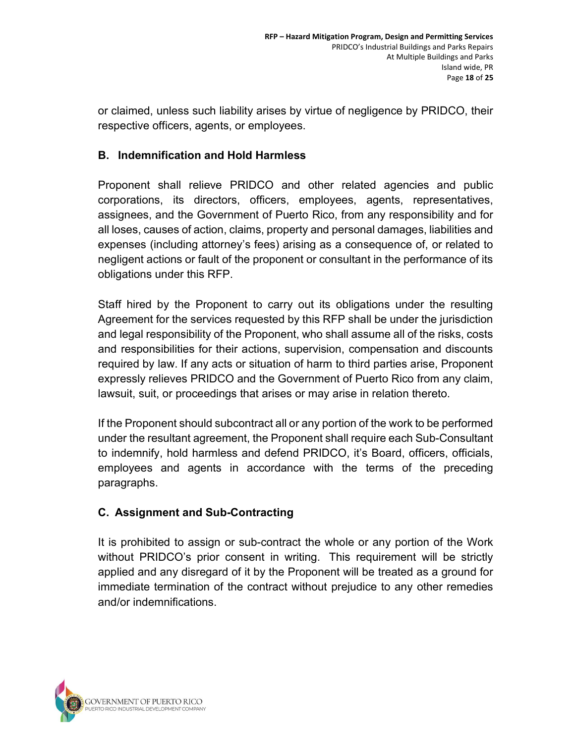or claimed, unless such liability arises by virtue of negligence by PRIDCO, their respective officers, agents, or employees.

## B. Indemnification and Hold Harmless

Proponent shall relieve PRIDCO and other related agencies and public corporations, its directors, officers, employees, agents, representatives, assignees, and the Government of Puerto Rico, from any responsibility and for all loses, causes of action, claims, property and personal damages, liabilities and expenses (including attorney's fees) arising as a consequence of, or related to negligent actions or fault of the proponent or consultant in the performance of its obligations under this RFP.

Staff hired by the Proponent to carry out its obligations under the resulting Agreement for the services requested by this RFP shall be under the jurisdiction and legal responsibility of the Proponent, who shall assume all of the risks, costs and responsibilities for their actions, supervision, compensation and discounts required by law. If any acts or situation of harm to third parties arise, Proponent expressly relieves PRIDCO and the Government of Puerto Rico from any claim, lawsuit, suit, or proceedings that arises or may arise in relation thereto.

If the Proponent should subcontract all or any portion of the work to be performed under the resultant agreement, the Proponent shall require each Sub-Consultant to indemnify, hold harmless and defend PRIDCO, it's Board, officers, officials, employees and agents in accordance with the terms of the preceding paragraphs.

## C. Assignment and Sub-Contracting

It is prohibited to assign or sub-contract the whole or any portion of the Work without PRIDCO's prior consent in writing. This requirement will be strictly applied and any disregard of it by the Proponent will be treated as a ground for immediate termination of the contract without prejudice to any other remedies and/or indemnifications.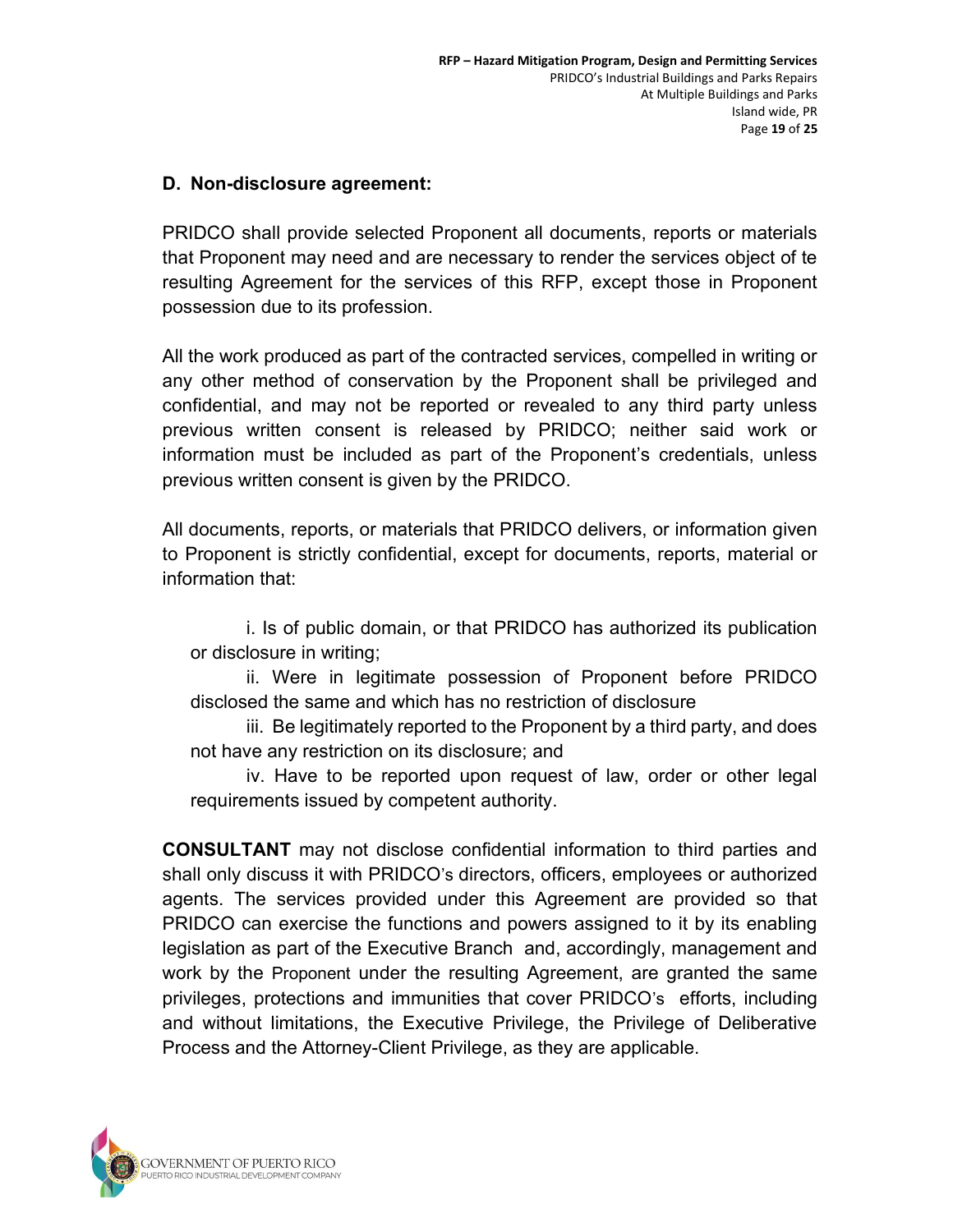### D. Non-disclosure agreement:

PRIDCO shall provide selected Proponent all documents, reports or materials that Proponent may need and are necessary to render the services object of te resulting Agreement for the services of this RFP, except those in Proponent possession due to its profession.

All the work produced as part of the contracted services, compelled in writing or any other method of conservation by the Proponent shall be privileged and confidential, and may not be reported or revealed to any third party unless previous written consent is released by PRIDCO; neither said work or information must be included as part of the Proponent's credentials, unless previous written consent is given by the PRIDCO.

All documents, reports, or materials that PRIDCO delivers, or information given to Proponent is strictly confidential, except for documents, reports, material or information that:

i. Is of public domain, or that PRIDCO has authorized its publication or disclosure in writing;

ii. Were in legitimate possession of Proponent before PRIDCO disclosed the same and which has no restriction of disclosure

iii. Be legitimately reported to the Proponent by a third party, and does not have any restriction on its disclosure; and

iv. Have to be reported upon request of law, order or other legal requirements issued by competent authority.

**CONSULTANT** may not disclose confidential information to third parties and shall only discuss it with PRIDCO's directors, officers, employees or authorized agents. The services provided under this Agreement are provided so that PRIDCO can exercise the functions and powers assigned to it by its enabling legislation as part of the Executive Branch and, accordingly, management and work by the Proponent under the resulting Agreement, are granted the same privileges, protections and immunities that cover PRIDCO's efforts, including and without limitations, the Executive Privilege, the Privilege of Deliberative Process and the Attorney-Client Privilege, as they are applicable.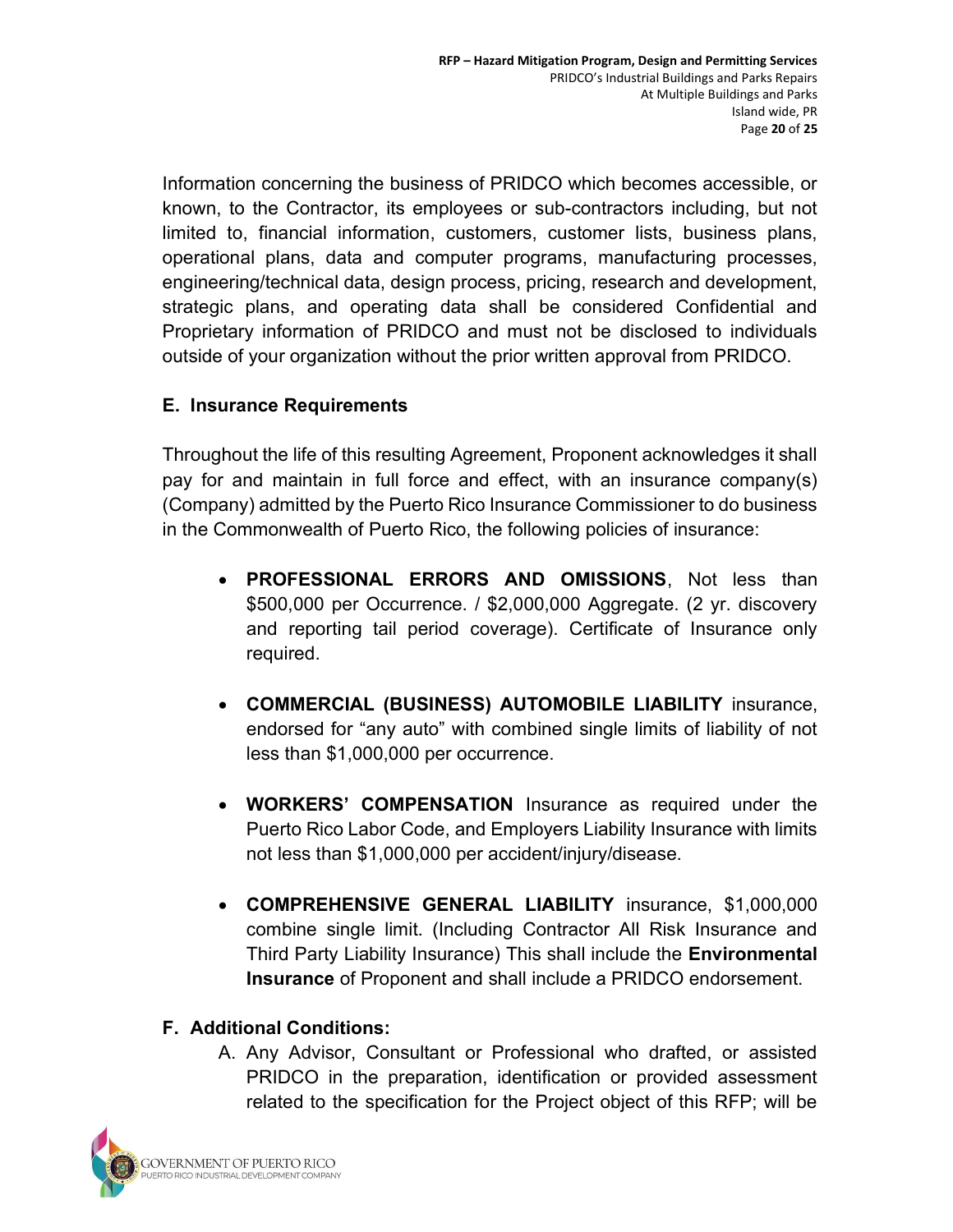Information concerning the business of PRIDCO which becomes accessible, or known, to the Contractor, its employees or sub-contractors including, but not limited to, financial information, customers, customer lists, business plans, operational plans, data and computer programs, manufacturing processes, engineering/technical data, design process, pricing, research and development, strategic plans, and operating data shall be considered Confidential and Proprietary information of PRIDCO and must not be disclosed to individuals outside of your organization without the prior written approval from PRIDCO.

## E. Insurance Requirements

Throughout the life of this resulting Agreement, Proponent acknowledges it shall pay for and maintain in full force and effect, with an insurance company(s) (Company) admitted by the Puerto Rico Insurance Commissioner to do business in the Commonwealth of Puerto Rico, the following policies of insurance:

- **PROFESSIONAL ERRORS AND OMISSIONS**, Not less than \$500,000 per Occurrence. / \$2,000,000 Aggregate. (2 yr. discovery and reporting tail period coverage). Certificate of Insurance only required.
- **COMMERCIAL (BUSINESS) AUTOMOBILE LIABILITY** insurance, endorsed for "any auto" with combined single limits of liability of not less than \$1,000,000 per occurrence.
- **WORKERS' COMPENSATION** Insurance as required under the Puerto Rico Labor Code, and Employers Liability Insurance with limits not less than \$1,000,000 per accident/injury/disease.
- **COMPREHENSIVE GENERAL LIABILITY** insurance, \$1,000,000 combine single limit. (Including Contractor All Risk Insurance and Third Party Liability Insurance) This shall include the **Environmental Insurance** of Proponent and shall include a PRIDCO endorsement.

## F. Additional Conditions:

A. Any Advisor, Consultant or Professional who drafted, or assisted PRIDCO in the preparation, identification or provided assessment related to the specification for the Project object of this RFP; will be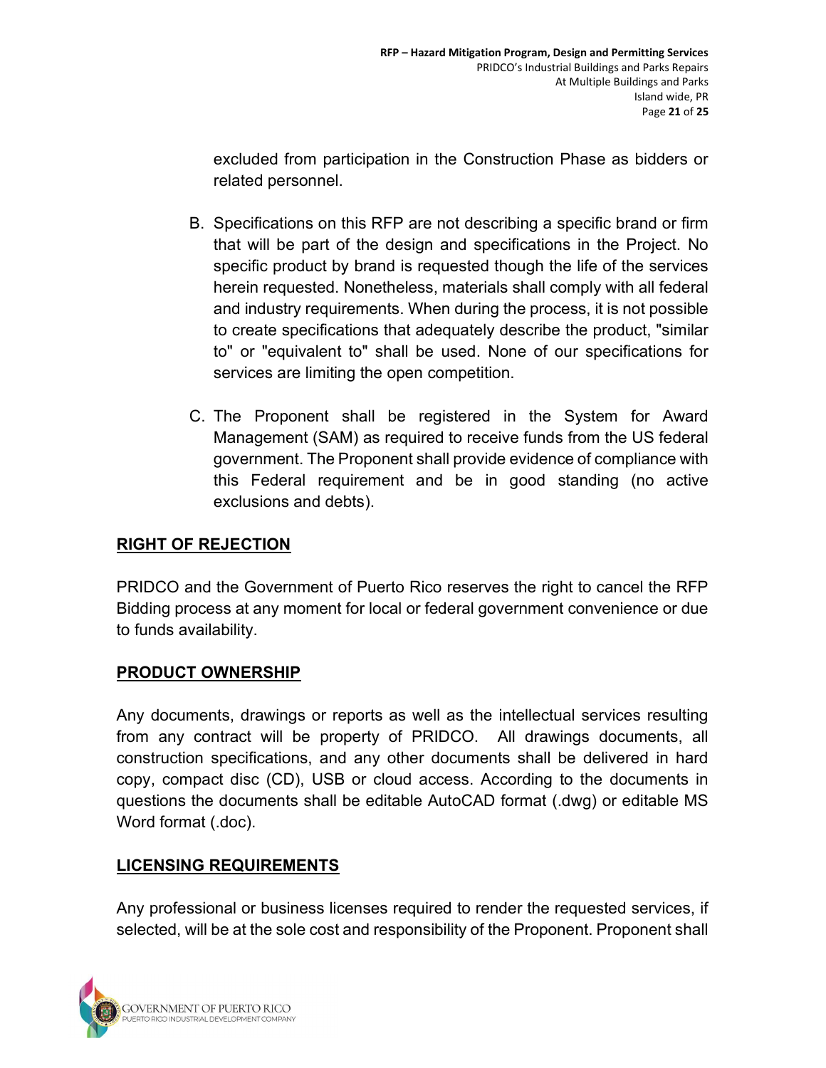excluded from participation in the Construction Phase as bidders or related personnel.

B. Specifications on this RFP are not describing a specific brand or firm that will be part of the design and specifications in the Project. No specific product by brand is requested though the life of the services herein requested. Nonetheless, materials shall comply with all federal and industry requirements. When during the process, it is not possible to create specifications that adequately describe the product, "similar to" or "equivalent to" shall be used. None of our specifications for services are limiting the open competition.

C. The Proponent shall be registered in the System for Award Management (SAM) as required to receive funds from the US federal government. The Proponent shall provide evidence of compliance with this Federal requirement and be in good standing (no active exclusions and debts).

## RIGHT OF REJECTION

PRIDCO and the Government of Puerto Rico reserves the right to cancel the RFP Bidding process at any moment for local or federal government convenience or due to funds availability.

## PRODUCT OWNERSHIP

Any documents, drawings or reports as well as the intellectual services resulting from any contract will be property of PRIDCO. All drawings documents, all construction specifications, and any other documents shall be delivered in hard copy, compact disc (CD), USB or cloud access. According to the documents in questions the documents shall be editable AutoCAD format (.dwg) or editable MS Word format (.doc).

## LICENSING REQUIREMENTS

Any professional or business licenses required to render the requested services, if selected, will be at the sole cost and responsibility of the Proponent. Proponent shall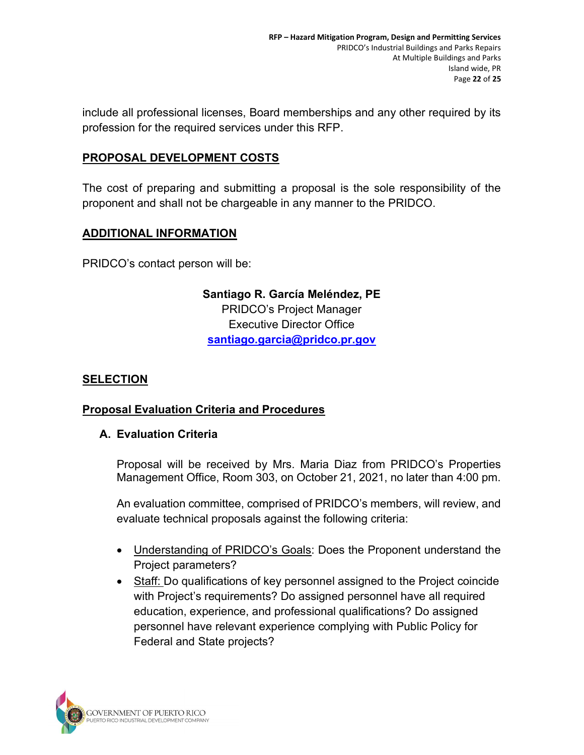include all professional licenses, Board memberships and any other required by its profession for the required services under this RFP.

## PROPOSAL DEVELOPMENT COSTS

The cost of preparing and submitting a proposal is the sole responsibility of the proponent and shall not be chargeable in any manner to the PRIDCO.

## ADDITIONAL INFORMATION

PRIDCO's contact person will be:

**Santiago R. García Meléndez, PE**
PRIDCO's Project Manager
Executive Director Office
santiago.garcia@pridco.pr.gov

## SELECTION

### Proposal Evaluation Criteria and Procedures

#### A. Evaluation Criteria

Proposal will be received by Mrs. Maria Diaz from PRIDCO's Properties Management Office, Room 303, on October 21, 2021, no later than 4:00 pm.

An evaluation committee, comprised of PRIDCO's members, will review, and evaluate technical proposals against the following criteria:

- Understanding of PRIDCO's Goals: Does the Proponent understand the Project parameters?
- Staff: Do qualifications of key personnel assigned to the Project coincide with Project's requirements? Do assigned personnel have all required education, experience, and professional qualifications? Do assigned personnel have relevant experience complying with Public Policy for Federal and State projects?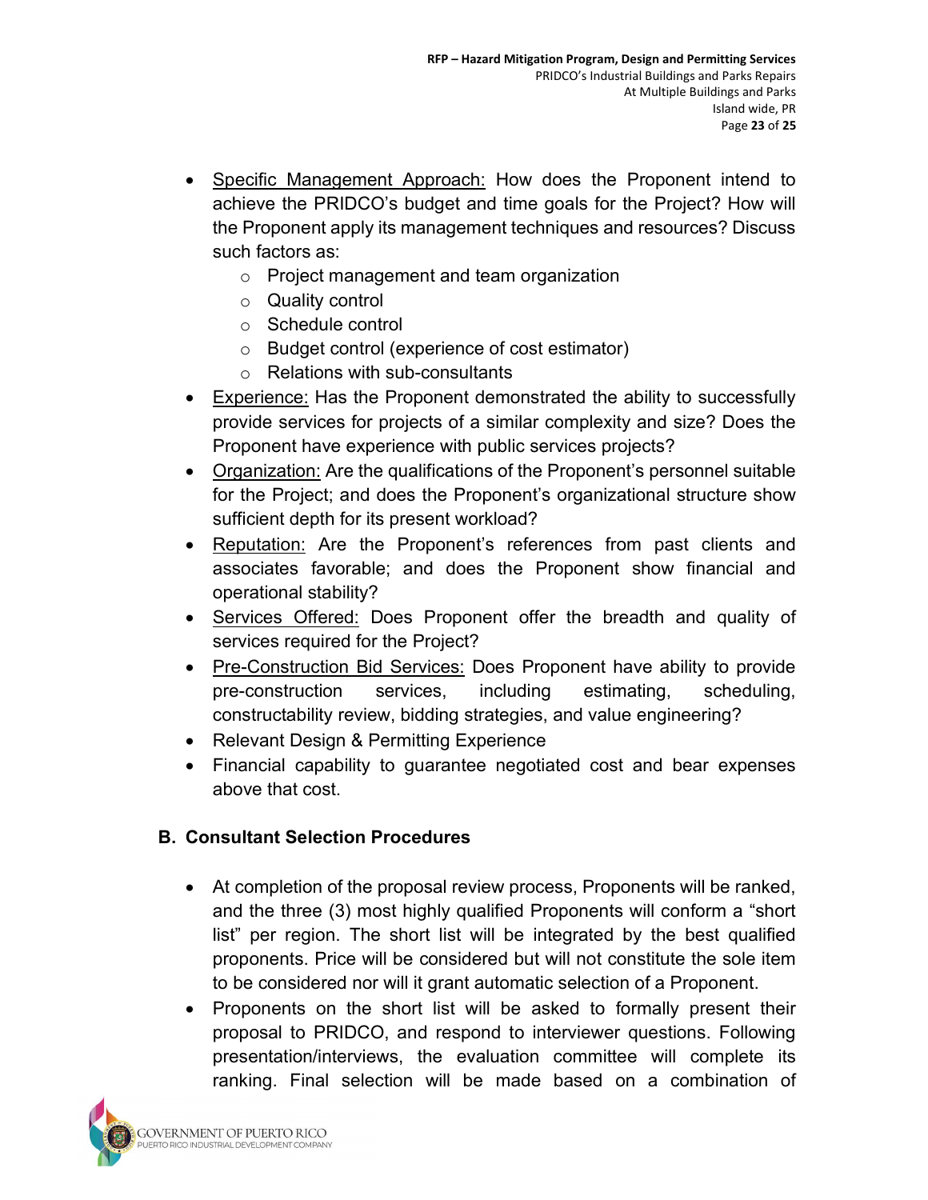- <u>Specific Management Approach:</u> How does the Proponent intend to achieve the PRIDCO's budget and time goals for the Project? How will the Proponent apply its management techniques and resources? Discuss such factors as:
  - Project management and team organization
  - Quality control
  - Schedule control
  - Budget control (experience of cost estimator)
  - Relations with sub-consultants
- <u>Experience:</u> Has the Proponent demonstrated the ability to successfully provide services for projects of a similar complexity and size? Does the Proponent have experience with public services projects?
- <u>Organization:</u> Are the qualifications of the Proponent's personnel suitable for the Project; and does the Proponent's organizational structure show sufficient depth for its present workload?
- <u>Reputation:</u> Are the Proponent's references from past clients and associates favorable; and does the Proponent show financial and operational stability?
- <u>Services Offered:</u> Does Proponent offer the breadth and quality of services required for the Project?
- <u>Pre-Construction Bid Services:</u> Does Proponent have ability to provide pre-construction services, including estimating, scheduling, constructability review, bidding strategies, and value engineering?
- Relevant Design & Permitting Experience
- Financial capability to guarantee negotiated cost and bear expenses above that cost.

### B. Consultant Selection Procedures

- At completion of the proposal review process, Proponents will be ranked, and the three (3) most highly qualified Proponents will conform a "short list" per region. The short list will be integrated by the best qualified proponents. Price will be considered but will not constitute the sole item to be considered nor will it grant automatic selection of a Proponent.
- Proponents on the short list will be asked to formally present their proposal to PRIDCO, and respond to interviewer questions. Following presentation/interviews, the evaluation committee will complete its ranking. Final selection will be made based on a combination of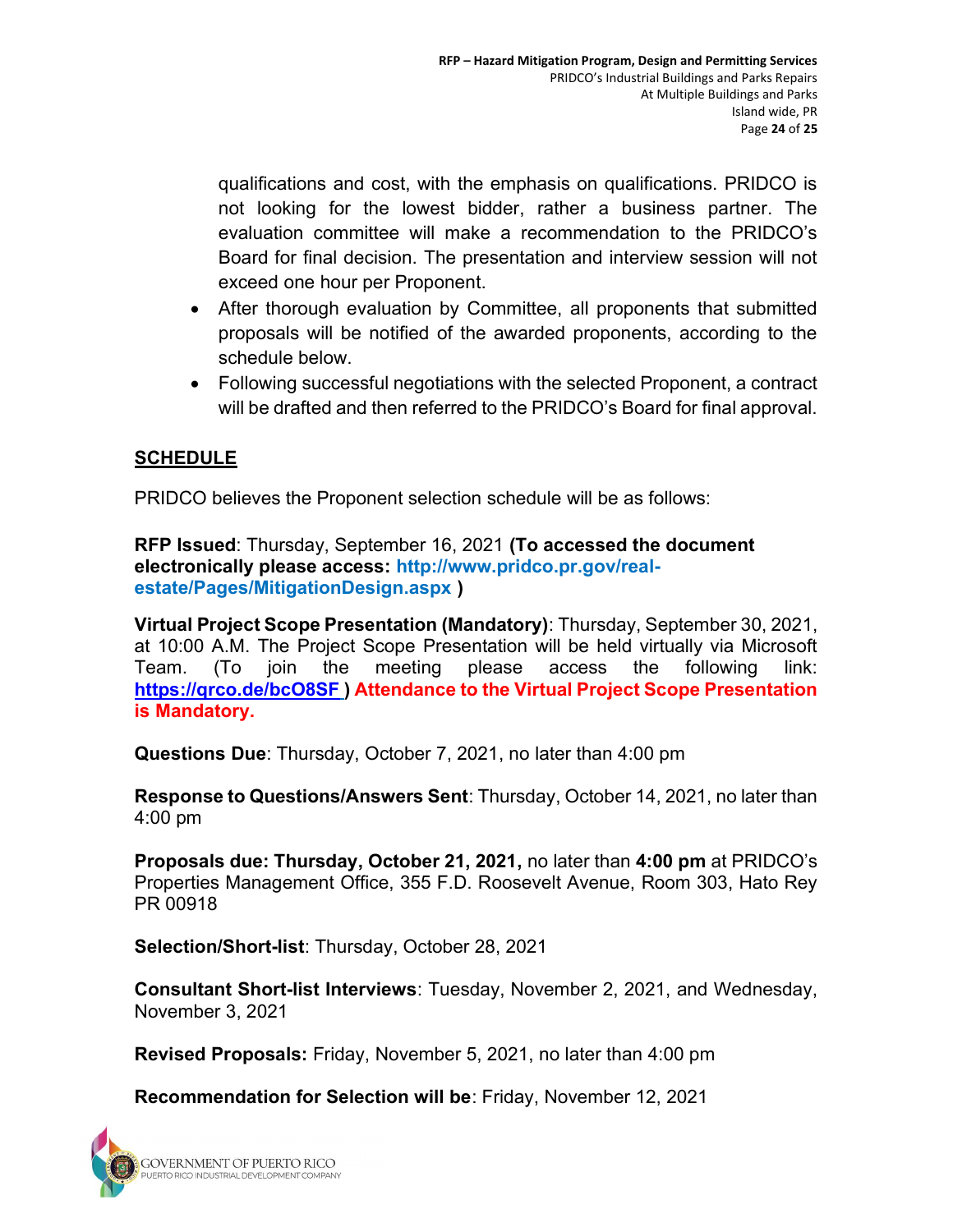qualifications and cost, with the emphasis on qualifications. PRIDCO is not looking for the lowest bidder, rather a business partner. The evaluation committee will make a recommendation to the PRIDCO's Board for final decision. The presentation and interview session will not exceed one hour per Proponent.

- After thorough evaluation by Committee, all proponents that submitted proposals will be notified of the awarded proponents, according to the schedule below.
- Following successful negotiations with the selected Proponent, a contract will be drafted and then referred to the PRIDCO's Board for final approval.

## SCHEDULE

PRIDCO believes the Proponent selection schedule will be as follows:

**RFP Issued**: Thursday, September 16, 2021 **(To accessed the document electronically please access: http://www.pridco.pr.gov/real-estate/Pages/MitigationDesign.aspx )**

**Virtual Project Scope Presentation (Mandatory)**: Thursday, September 30, 2021, at 10:00 A.M. The Project Scope Presentation will be held virtually via Microsoft Team. (To join the meeting please access the following link: **https://qrco.de/bcO8SF )** **Attendance to the Virtual Project Scope Presentation is Mandatory.**

**Questions Due**: Thursday, October 7, 2021, no later than 4:00 pm

**Response to Questions/Answers Sent**: Thursday, October 14, 2021, no later than 4:00 pm

**Proposals due: Thursday, October 21, 2021,** no later than **4:00 pm** at PRIDCO's Properties Management Office, 355 F.D. Roosevelt Avenue, Room 303, Hato Rey PR 00918

**Selection/Short-list**: Thursday, October 28, 2021

**Consultant Short-list Interviews**: Tuesday, November 2, 2021, and Wednesday, November 3, 2021

**Revised Proposals:** Friday, November 5, 2021, no later than 4:00 pm

**Recommendation for Selection will be**: Friday, November 12, 2021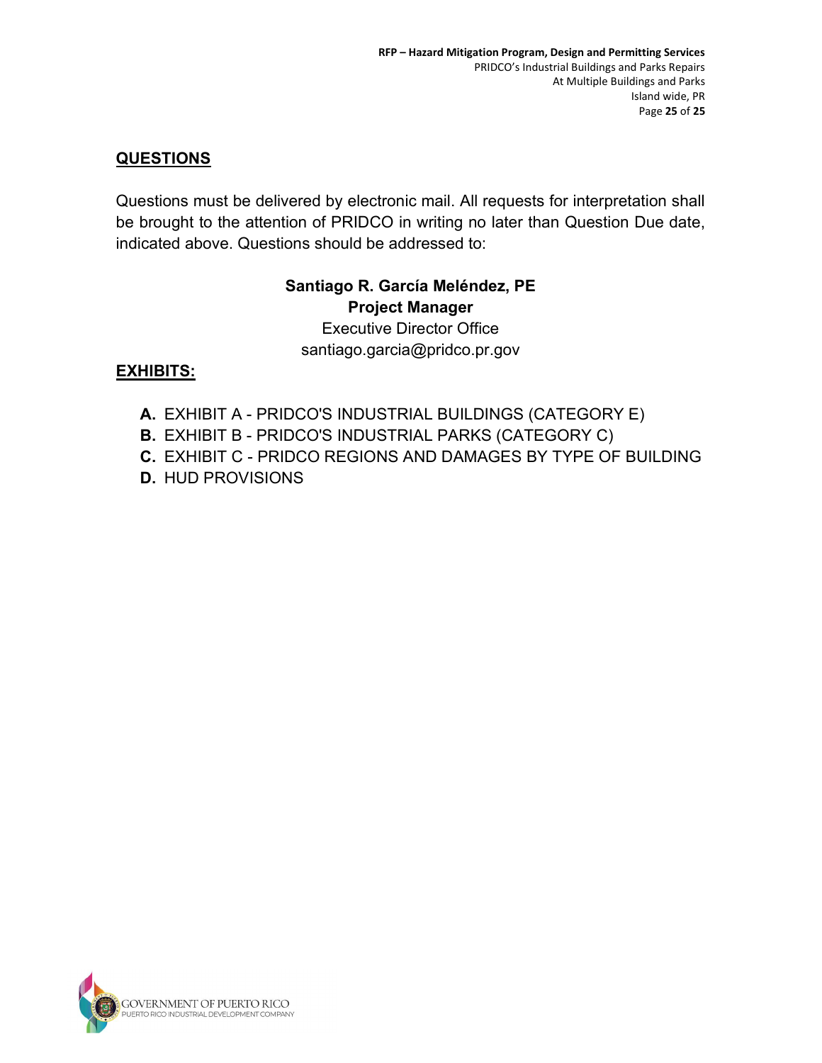## QUESTIONS

Questions must be delivered by electronic mail. All requests for interpretation shall be brought to the attention of PRIDCO in writing no later than Question Due date, indicated above. Questions should be addressed to:

**Santiago R. García Meléndez, PE**
**Project Manager**
Executive Director Office
santiago.garcia@pridco.pr.gov

## EXHIBITS:

- **A.** EXHIBIT A - PRIDCO'S INDUSTRIAL BUILDINGS (CATEGORY E)
- **B.** EXHIBIT B - PRIDCO'S INDUSTRIAL PARKS (CATEGORY C)
- **C.** EXHIBIT C - PRIDCO REGIONS AND DAMAGES BY TYPE OF BUILDING
- **D.** HUD PROVISIONS